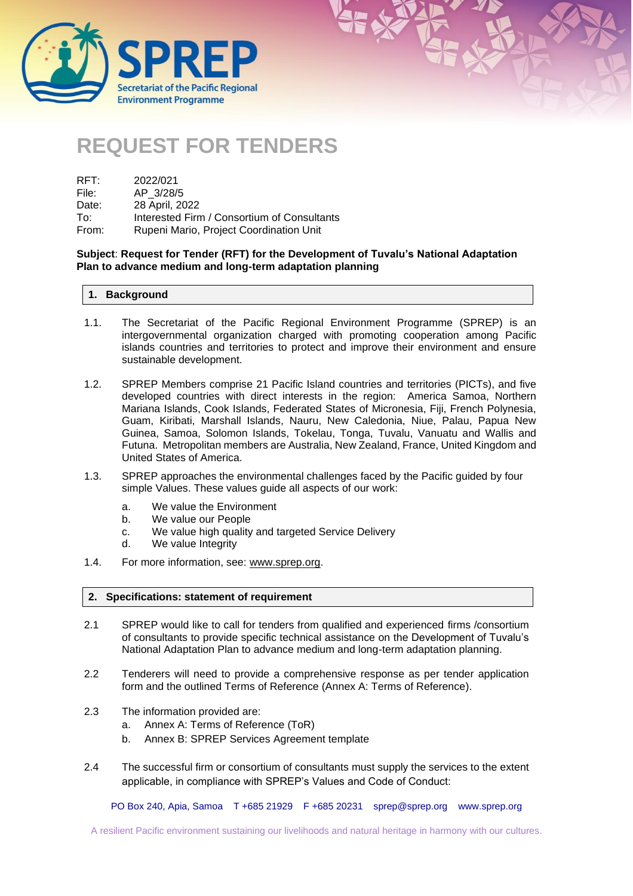# REQUEST FOR TENDERS

RFT: 2022/021
File: AP_3/28/5
Date: 28 April, 2022
To: Interested Firm / Consortium of Consultants
From: Rupeni Mario, Project Coordination Unit

**Subject**: **Request for Tender (RFT) for the Development of Tuvalu's National Adaptation Plan to advance medium and long-term adaptation planning**

## 1. Background

1.1. The Secretariat of the Pacific Regional Environment Programme (SPREP) is an intergovernmental organization charged with promoting cooperation among Pacific islands countries and territories to protect and improve their environment and ensure sustainable development.

1.2. SPREP Members comprise 21 Pacific Island countries and territories (PICTs), and five developed countries with direct interests in the region: America Samoa, Northern Mariana Islands, Cook Islands, Federated States of Micronesia, Fiji, French Polynesia, Guam, Kiribati, Marshall Islands, Nauru, New Caledonia, Niue, Palau, Papua New Guinea, Samoa, Solomon Islands, Tokelau, Tonga, Tuvalu, Vanuatu and Wallis and Futuna. Metropolitan members are Australia, New Zealand, France, United Kingdom and United States of America.

1.3. SPREP approaches the environmental challenges faced by the Pacific guided by four simple Values. These values guide all aspects of our work:

a. We value the Environment
b. We value our People
c. We value high quality and targeted Service Delivery
d. We value Integrity

1.4. For more information, see: www.sprep.org.

## 2. Specifications: statement of requirement

2.1 SPREP would like to call for tenders from qualified and experienced firms /consortium of consultants to provide specific technical assistance on the Development of Tuvalu's National Adaptation Plan to advance medium and long-term adaptation planning.

2.2 Tenderers will need to provide a comprehensive response as per tender application form and the outlined Terms of Reference (Annex A: Terms of Reference).

2.3 The information provided are:

a. Annex A: Terms of Reference (ToR)
b. Annex B: SPREP Services Agreement template

2.4 The successful firm or consortium of consultants must supply the services to the extent applicable, in compliance with SPREP's Values and Code of Conduct: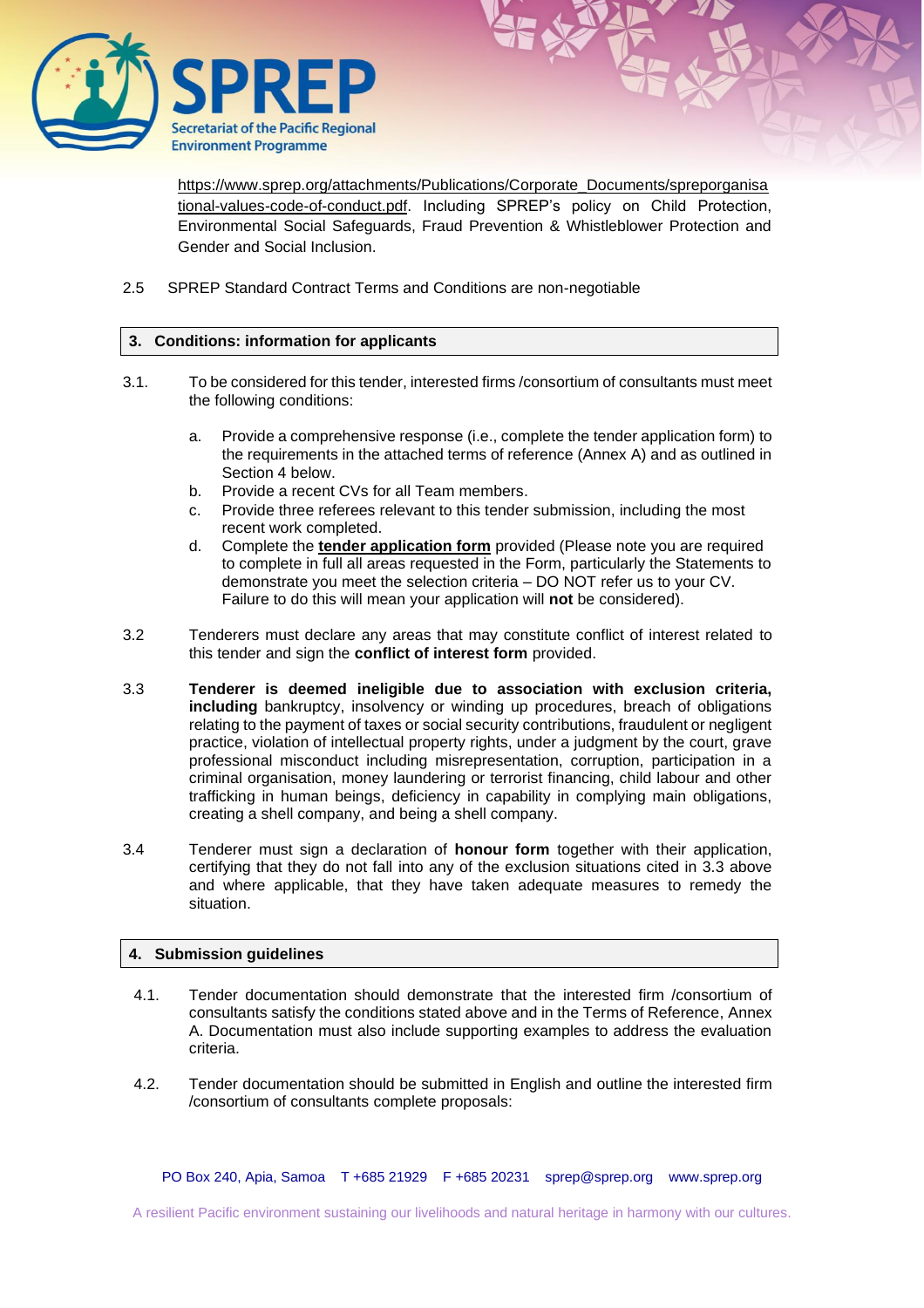https://www.sprep.org/attachments/Publications/Corporate_Documents/spreporganisational-values-code-of-conduct.pdf. Including SPREP's policy on Child Protection, Environmental Social Safeguards, Fraud Prevention & Whistleblower Protection and Gender and Social Inclusion.

2.5 SPREP Standard Contract Terms and Conditions are non-negotiable

## 3. Conditions: information for applicants

3.1. To be considered for this tender, interested firms /consortium of consultants must meet the following conditions:

a. Provide a comprehensive response (i.e., complete the tender application form) to the requirements in the attached terms of reference (Annex A) and as outlined in Section 4 below.

b. Provide a recent CVs for all Team members.

c. Provide three referees relevant to this tender submission, including the most recent work completed.

d. Complete the **tender application form** provided (Please note you are required to complete in full all areas requested in the Form, particularly the Statements to demonstrate you meet the selection criteria – DO NOT refer us to your CV. Failure to do this will mean your application will **not** be considered).

3.2 Tenderers must declare any areas that may constitute conflict of interest related to this tender and sign the **conflict of interest form** provided.

3.3 **Tenderer is deemed ineligible due to association with exclusion criteria, including** bankruptcy, insolvency or winding up procedures, breach of obligations relating to the payment of taxes or social security contributions, fraudulent or negligent practice, violation of intellectual property rights, under a judgment by the court, grave professional misconduct including misrepresentation, corruption, participation in a criminal organisation, money laundering or terrorist financing, child labour and other trafficking in human beings, deficiency in capability in complying main obligations, creating a shell company, and being a shell company.

3.4 Tenderer must sign a declaration of **honour form** together with their application, certifying that they do not fall into any of the exclusion situations cited in 3.3 above and where applicable, that they have taken adequate measures to remedy the situation.

## 4. Submission guidelines

4.1. Tender documentation should demonstrate that the interested firm /consortium of consultants satisfy the conditions stated above and in the Terms of Reference, Annex A. Documentation must also include supporting examples to address the evaluation criteria.

4.2. Tender documentation should be submitted in English and outline the interested firm /consortium of consultants complete proposals: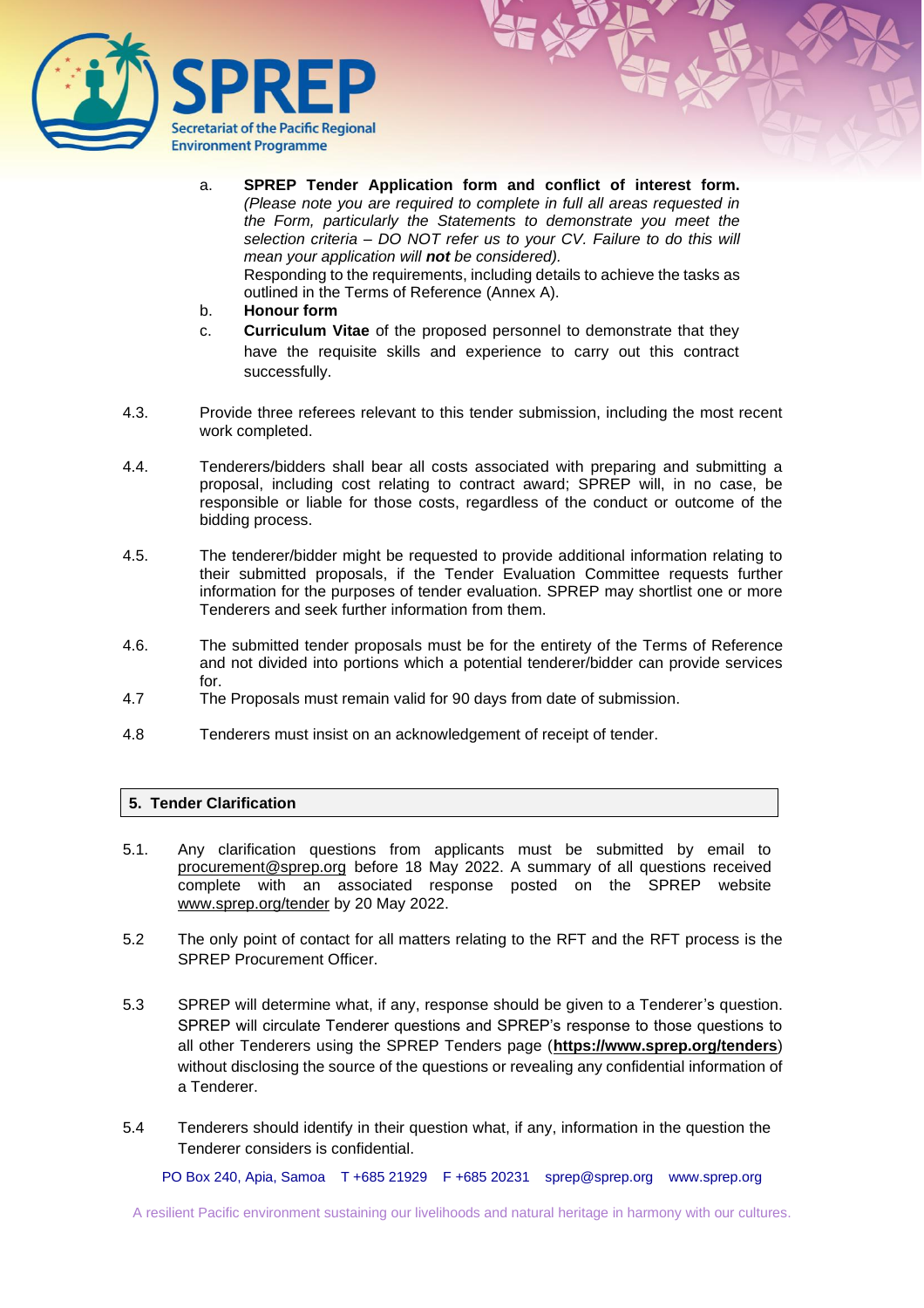a. **SPREP Tender Application form and conflict of interest form.** *(Please note you are required to complete in full all areas requested in the Form, particularly the Statements to demonstrate you meet the selection criteria – DO NOT refer us to your CV. Failure to do this will mean your application will **not** be considered).*
Responding to the requirements, including details to achieve the tasks as outlined in the Terms of Reference (Annex A).

b. **Honour form**

c. **Curriculum Vitae** of the proposed personnel to demonstrate that they have the requisite skills and experience to carry out this contract successfully.

4.3. Provide three referees relevant to this tender submission, including the most recent work completed.

4.4. Tenderers/bidders shall bear all costs associated with preparing and submitting a proposal, including cost relating to contract award; SPREP will, in no case, be responsible or liable for those costs, regardless of the conduct or outcome of the bidding process.

4.5. The tenderer/bidder might be requested to provide additional information relating to their submitted proposals, if the Tender Evaluation Committee requests further information for the purposes of tender evaluation. SPREP may shortlist one or more Tenderers and seek further information from them.

4.6. The submitted tender proposals must be for the entirety of the Terms of Reference and not divided into portions which a potential tenderer/bidder can provide services for.

4.7 The Proposals must remain valid for 90 days from date of submission.

4.8 Tenderers must insist on an acknowledgement of receipt of tender.

## 5. Tender Clarification

5.1. Any clarification questions from applicants must be submitted by email to procurement@sprep.org before 18 May 2022. A summary of all questions received complete with an associated response posted on the SPREP website www.sprep.org/tender by 20 May 2022.

5.2 The only point of contact for all matters relating to the RFT and the RFT process is the SPREP Procurement Officer.

5.3 SPREP will determine what, if any, response should be given to a Tenderer's question. SPREP will circulate Tenderer questions and SPREP's response to those questions to all other Tenderers using the SPREP Tenders page (**https://www.sprep.org/tenders**) without disclosing the source of the questions or revealing any confidential information of a Tenderer.

5.4 Tenderers should identify in their question what, if any, information in the question the Tenderer considers is confidential.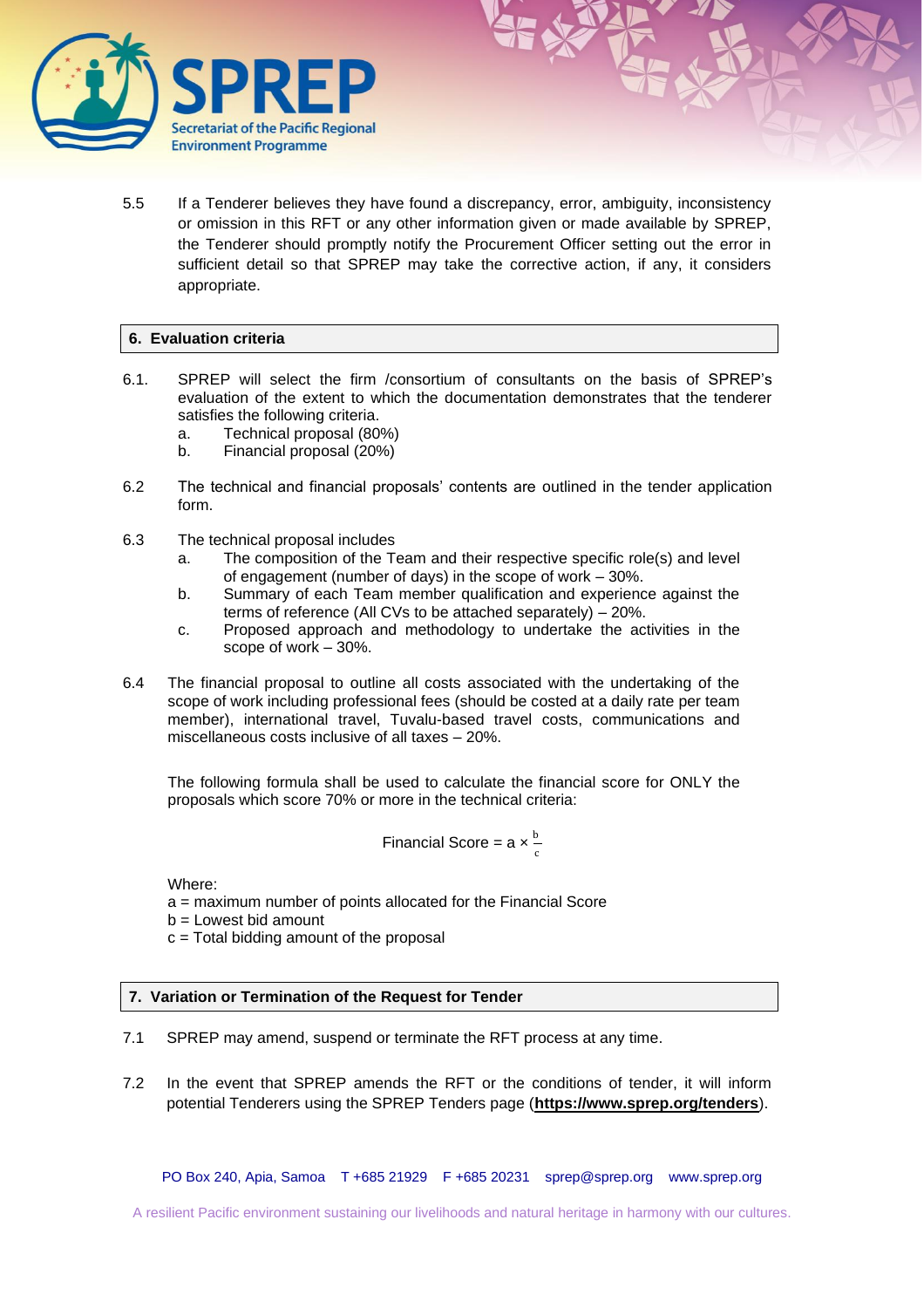5.5 If a Tenderer believes they have found a discrepancy, error, ambiguity, inconsistency or omission in this RFT or any other information given or made available by SPREP, the Tenderer should promptly notify the Procurement Officer setting out the error in sufficient detail so that SPREP may take the corrective action, if any, it considers appropriate.

## 6. Evaluation criteria

6.1. SPREP will select the firm /consortium of consultants on the basis of SPREP's evaluation of the extent to which the documentation demonstrates that the tenderer satisfies the following criteria.

a. Technical proposal (80%)
b. Financial proposal (20%)

6.2 The technical and financial proposals' contents are outlined in the tender application form.

6.3 The technical proposal includes

a. The composition of the Team and their respective specific role(s) and level of engagement (number of days) in the scope of work – 30%.
b. Summary of each Team member qualification and experience against the terms of reference (All CVs to be attached separately) – 20%.
c. Proposed approach and methodology to undertake the activities in the scope of work – 30%.

6.4 The financial proposal to outline all costs associated with the undertaking of the scope of work including professional fees (should be costed at a daily rate per team member), international travel, Tuvalu-based travel costs, communications and miscellaneous costs inclusive of all taxes – 20%.

The following formula shall be used to calculate the financial score for ONLY the proposals which score 70% or more in the technical criteria:

$$\text{Financial Score} = a \times \frac{b}{c}$$

Where:
a = maximum number of points allocated for the Financial Score
b = Lowest bid amount
c = Total bidding amount of the proposal

## 7. Variation or Termination of the Request for Tender

7.1 SPREP may amend, suspend or terminate the RFT process at any time.

7.2 In the event that SPREP amends the RFT or the conditions of tender, it will inform potential Tenderers using the SPREP Tenders page (**https://www.sprep.org/tenders**).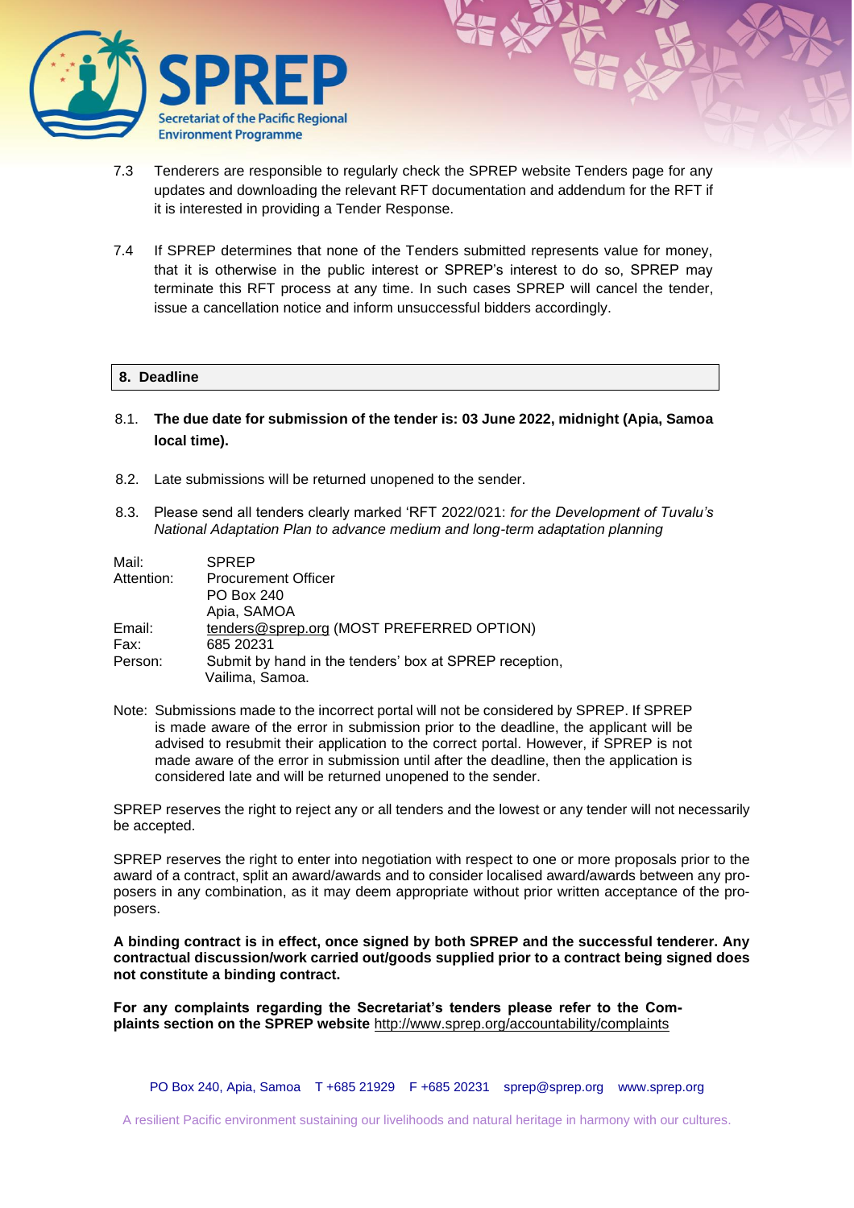7.3 Tenderers are responsible to regularly check the SPREP website Tenders page for any updates and downloading the relevant RFT documentation and addendum for the RFT if it is interested in providing a Tender Response.

7.4 If SPREP determines that none of the Tenders submitted represents value for money, that it is otherwise in the public interest or SPREP's interest to do so, SPREP may terminate this RFT process at any time. In such cases SPREP will cancel the tender, issue a cancellation notice and inform unsuccessful bidders accordingly.

## 8. Deadline

8.1. **The due date for submission of the tender is: 03 June 2022, midnight (Apia, Samoa local time).**

8.2. Late submissions will be returned unopened to the sender.

8.3. Please send all tenders clearly marked 'RFT 2022/021: *for the Development of Tuvalu's National Adaptation Plan to advance medium and long-term adaptation planning*

| | |
|---|---|
| Mail: | SPREP |
| Attention: | Procurement Officer<br>PO Box 240<br>Apia, SAMOA |
| Email: | tenders@sprep.org (MOST PREFERRED OPTION) |
| Fax: | 685 20231 |
| Person: | Submit by hand in the tenders' box at SPREP reception, Vailima, Samoa. |

Note: Submissions made to the incorrect portal will not be considered by SPREP. If SPREP is made aware of the error in submission prior to the deadline, the applicant will be advised to resubmit their application to the correct portal. However, if SPREP is not made aware of the error in submission until after the deadline, then the application is considered late and will be returned unopened to the sender.

SPREP reserves the right to reject any or all tenders and the lowest or any tender will not necessarily be accepted.

SPREP reserves the right to enter into negotiation with respect to one or more proposals prior to the award of a contract, split an award/awards and to consider localised award/awards between any proposers in any combination, as it may deem appropriate without prior written acceptance of the proposers.

**A binding contract is in effect, once signed by both SPREP and the successful tenderer. Any contractual discussion/work carried out/goods supplied prior to a contract being signed does not constitute a binding contract.**

**For any complaints regarding the Secretariat's tenders please refer to the Complaints section on the SPREP website** http://www.sprep.org/accountability/complaints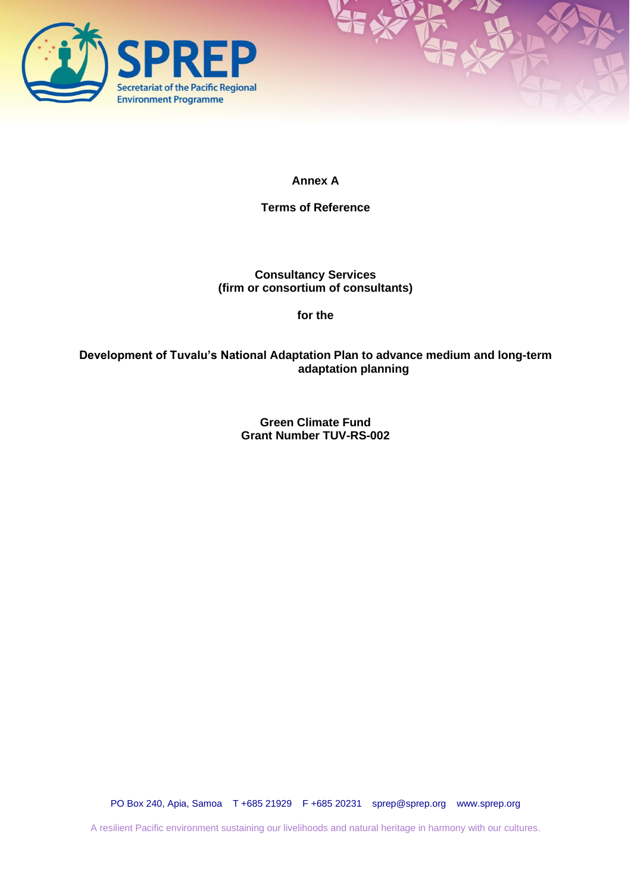**Annex A**

**Terms of Reference**

**Consultancy Services**
**(firm or consortium of consultants)**

**for the**

**Development of Tuvalu's National Adaptation Plan to advance medium and long-term adaptation planning**

**Green Climate Fund**
**Grant Number TUV-RS-002**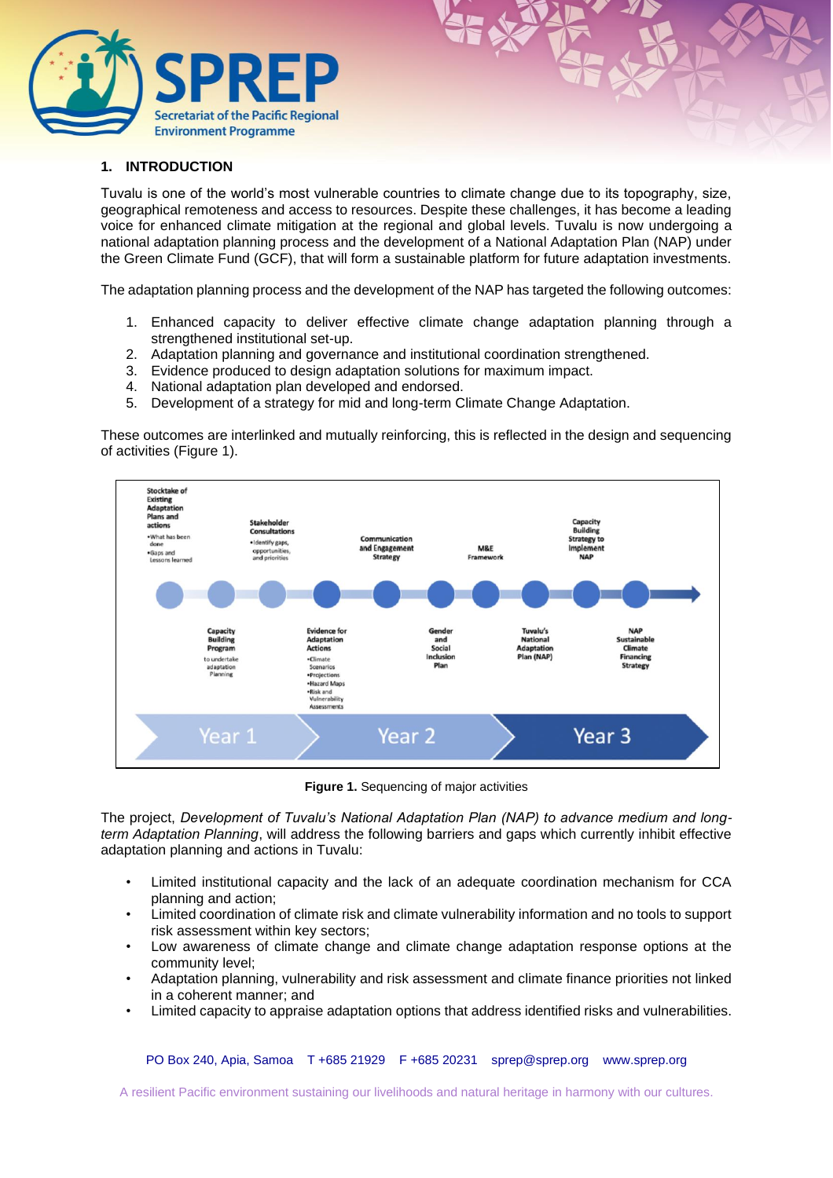## 1. INTRODUCTION

Tuvalu is one of the world's most vulnerable countries to climate change due to its topography, size, geographical remoteness and access to resources. Despite these challenges, it has become a leading voice for enhanced climate mitigation at the regional and global levels. Tuvalu is now undergoing a national adaptation planning process and the development of a National Adaptation Plan (NAP) under the Green Climate Fund (GCF), that will form a sustainable platform for future adaptation investments.

The adaptation planning process and the development of the NAP has targeted the following outcomes:

1. Enhanced capacity to deliver effective climate change adaptation planning through a strengthened institutional set-up.
2. Adaptation planning and governance and institutional coordination strengthened.
3. Evidence produced to design adaptation solutions for maximum impact.
4. National adaptation plan developed and endorsed.
5. Development of a strategy for mid and long-term Climate Change Adaptation.

These outcomes are interlinked and mutually reinforcing, this is reflected in the design and sequencing of activities (Figure 1).

**Figure 1.** Sequencing of major activities

The project, *Development of Tuvalu's National Adaptation Plan (NAP) to advance medium and long-term Adaptation Planning*, will address the following barriers and gaps which currently inhibit effective adaptation planning and actions in Tuvalu:

- Limited institutional capacity and the lack of an adequate coordination mechanism for CCA planning and action;
- Limited coordination of climate risk and climate vulnerability information and no tools to support risk assessment within key sectors;
- Low awareness of climate change and climate change adaptation response options at the community level;
- Adaptation planning, vulnerability and risk assessment and climate finance priorities not linked in a coherent manner; and
- Limited capacity to appraise adaptation options that address identified risks and vulnerabilities.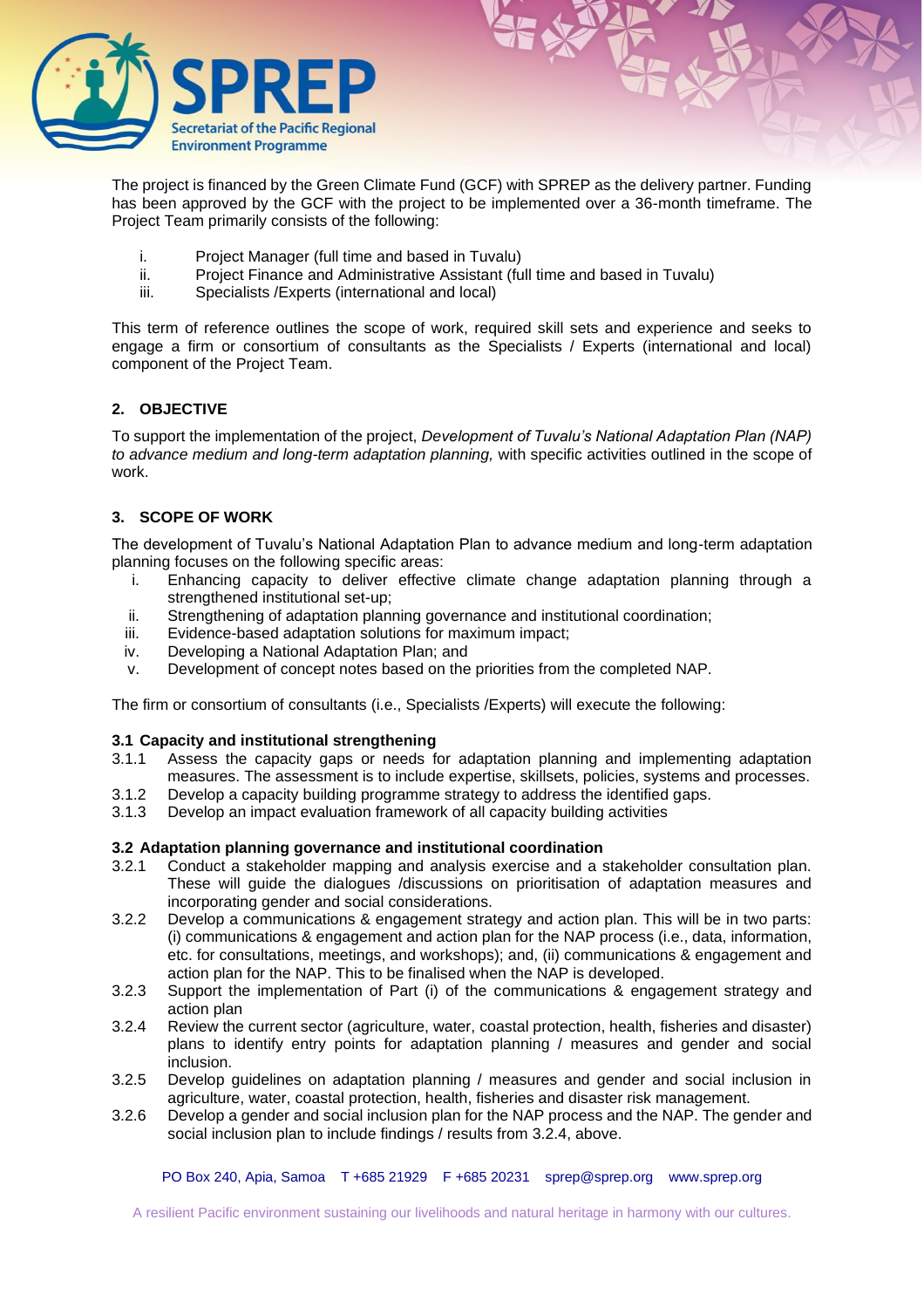The project is financed by the Green Climate Fund (GCF) with SPREP as the delivery partner. Funding has been approved by the GCF with the project to be implemented over a 36-month timeframe. The Project Team primarily consists of the following:

i. Project Manager (full time and based in Tuvalu)
ii. Project Finance and Administrative Assistant (full time and based in Tuvalu)
iii. Specialists /Experts (international and local)

This term of reference outlines the scope of work, required skill sets and experience and seeks to engage a firm or consortium of consultants as the Specialists / Experts (international and local) component of the Project Team.

## 2. OBJECTIVE

To support the implementation of the project, *Development of Tuvalu's National Adaptation Plan (NAP) to advance medium and long-term adaptation planning,* with specific activities outlined in the scope of work.

## 3. SCOPE OF WORK

The development of Tuvalu's National Adaptation Plan to advance medium and long-term adaptation planning focuses on the following specific areas:

i. Enhancing capacity to deliver effective climate change adaptation planning through a strengthened institutional set-up;
ii. Strengthening of adaptation planning governance and institutional coordination;
iii. Evidence-based adaptation solutions for maximum impact;
iv. Developing a National Adaptation Plan; and
v. Development of concept notes based on the priorities from the completed NAP.

The firm or consortium of consultants (i.e., Specialists /Experts) will execute the following:

### 3.1 Capacity and institutional strengthening

3.1.1 Assess the capacity gaps or needs for adaptation planning and implementing adaptation measures. The assessment is to include expertise, skillsets, policies, systems and processes.

3.1.2 Develop a capacity building programme strategy to address the identified gaps.

3.1.3 Develop an impact evaluation framework of all capacity building activities

### 3.2 Adaptation planning governance and institutional coordination

3.2.1 Conduct a stakeholder mapping and analysis exercise and a stakeholder consultation plan. These will guide the dialogues /discussions on prioritisation of adaptation measures and incorporating gender and social considerations.

3.2.2 Develop a communications & engagement strategy and action plan. This will be in two parts: (i) communications & engagement and action plan for the NAP process (i.e., data, information, etc. for consultations, meetings, and workshops); and, (ii) communications & engagement and action plan for the NAP. This to be finalised when the NAP is developed.

3.2.3 Support the implementation of Part (i) of the communications & engagement strategy and action plan

3.2.4 Review the current sector (agriculture, water, coastal protection, health, fisheries and disaster) plans to identify entry points for adaptation planning / measures and gender and social inclusion.

3.2.5 Develop guidelines on adaptation planning / measures and gender and social inclusion in agriculture, water, coastal protection, health, fisheries and disaster risk management.

3.2.6 Develop a gender and social inclusion plan for the NAP process and the NAP. The gender and social inclusion plan to include findings / results from 3.2.4, above.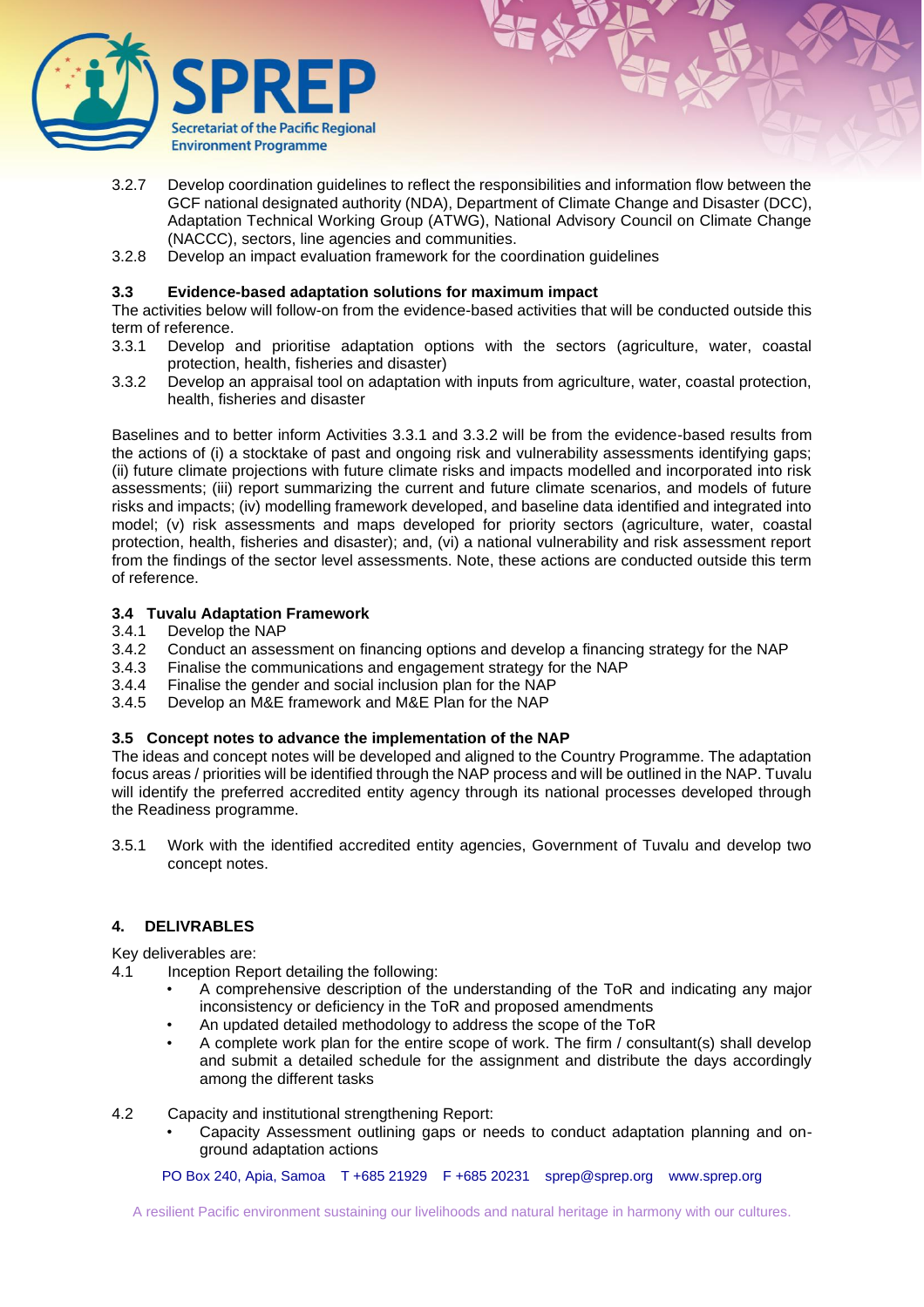3.2.7 Develop coordination guidelines to reflect the responsibilities and information flow between the GCF national designated authority (NDA), Department of Climate Change and Disaster (DCC), Adaptation Technical Working Group (ATWG), National Advisory Council on Climate Change (NACCC), sectors, line agencies and communities.

3.2.8 Develop an impact evaluation framework for the coordination guidelines

### 3.3 Evidence-based adaptation solutions for maximum impact

The activities below will follow-on from the evidence-based activities that will be conducted outside this term of reference.

3.3.1 Develop and prioritise adaptation options with the sectors (agriculture, water, coastal protection, health, fisheries and disaster)

3.3.2 Develop an appraisal tool on adaptation with inputs from agriculture, water, coastal protection, health, fisheries and disaster

Baselines and to better inform Activities 3.3.1 and 3.3.2 will be from the evidence-based results from the actions of (i) a stocktake of past and ongoing risk and vulnerability assessments identifying gaps; (ii) future climate projections with future climate risks and impacts modelled and incorporated into risk assessments; (iii) report summarizing the current and future climate scenarios, and models of future risks and impacts; (iv) modelling framework developed, and baseline data identified and integrated into model; (v) risk assessments and maps developed for priority sectors (agriculture, water, coastal protection, health, fisheries and disaster); and, (vi) a national vulnerability and risk assessment report from the findings of the sector level assessments. Note, these actions are conducted outside this term of reference.

### 3.4 Tuvalu Adaptation Framework

3.4.1 Develop the NAP

3.4.2 Conduct an assessment on financing options and develop a financing strategy for the NAP

3.4.3 Finalise the communications and engagement strategy for the NAP

3.4.4 Finalise the gender and social inclusion plan for the NAP

3.4.5 Develop an M&E framework and M&E Plan for the NAP

### 3.5 Concept notes to advance the implementation of the NAP

The ideas and concept notes will be developed and aligned to the Country Programme. The adaptation focus areas / priorities will be identified through the NAP process and will be outlined in the NAP. Tuvalu will identify the preferred accredited entity agency through its national processes developed through the Readiness programme.

3.5.1 Work with the identified accredited entity agencies, Government of Tuvalu and develop two concept notes.

## 4. DELIVRABLES

Key deliverables are:

4.1 Inception Report detailing the following:

- A comprehensive description of the understanding of the ToR and indicating any major inconsistency or deficiency in the ToR and proposed amendments
- An updated detailed methodology to address the scope of the ToR
- A complete work plan for the entire scope of work. The firm / consultant(s) shall develop and submit a detailed schedule for the assignment and distribute the days accordingly among the different tasks

4.2 Capacity and institutional strengthening Report:

- Capacity Assessment outlining gaps or needs to conduct adaptation planning and on-ground adaptation actions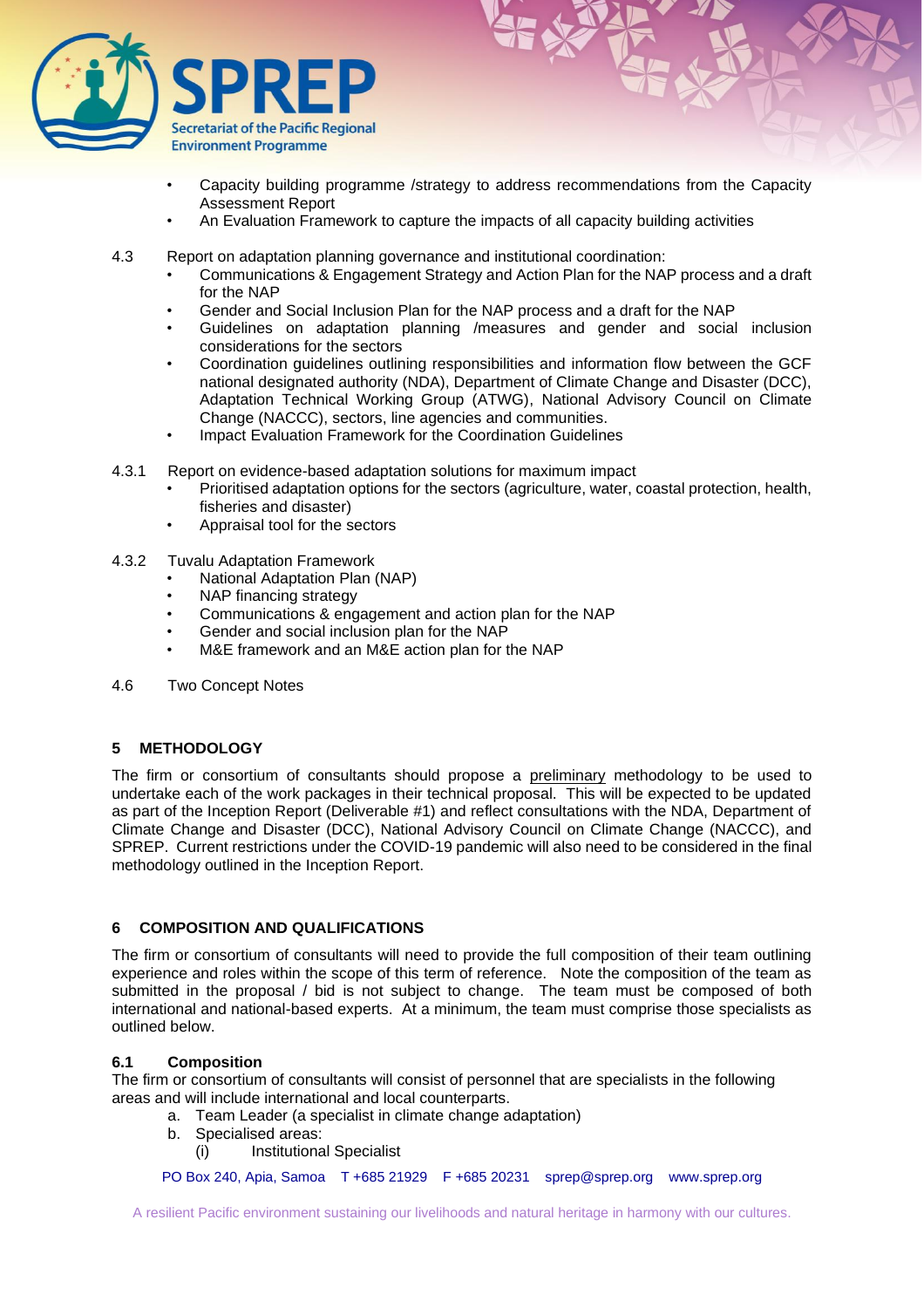- Capacity building programme /strategy to address recommendations from the Capacity Assessment Report
- An Evaluation Framework to capture the impacts of all capacity building activities

4.3 Report on adaptation planning governance and institutional coordination:

- Communications & Engagement Strategy and Action Plan for the NAP process and a draft for the NAP
- Gender and Social Inclusion Plan for the NAP process and a draft for the NAP
- Guidelines on adaptation planning /measures and gender and social inclusion considerations for the sectors
- Coordination guidelines outlining responsibilities and information flow between the GCF national designated authority (NDA), Department of Climate Change and Disaster (DCC), Adaptation Technical Working Group (ATWG), National Advisory Council on Climate Change (NACCC), sectors, line agencies and communities.
- Impact Evaluation Framework for the Coordination Guidelines

4.3.1 Report on evidence-based adaptation solutions for maximum impact

- Prioritised adaptation options for the sectors (agriculture, water, coastal protection, health, fisheries and disaster)
- Appraisal tool for the sectors

4.3.2 Tuvalu Adaptation Framework

- National Adaptation Plan (NAP)
- NAP financing strategy
- Communications & engagement and action plan for the NAP
- Gender and social inclusion plan for the NAP
- M&E framework and an M&E action plan for the NAP

4.6 Two Concept Notes

## 5 METHODOLOGY

The firm or consortium of consultants should propose a <u>preliminary</u> methodology to be used to undertake each of the work packages in their technical proposal. This will be expected to be updated as part of the Inception Report (Deliverable #1) and reflect consultations with the NDA, Department of Climate Change and Disaster (DCC), National Advisory Council on Climate Change (NACCC), and SPREP. Current restrictions under the COVID-19 pandemic will also need to be considered in the final methodology outlined in the Inception Report.

## 6 COMPOSITION AND QUALIFICATIONS

The firm or consortium of consultants will need to provide the full composition of their team outlining experience and roles within the scope of this term of reference. Note the composition of the team as submitted in the proposal / bid is not subject to change. The team must be composed of both international and national-based experts. At a minimum, the team must comprise those specialists as outlined below.

### 6.1 Composition

The firm or consortium of consultants will consist of personnel that are specialists in the following areas and will include international and local counterparts.

a. Team Leader (a specialist in climate change adaptation)
b. Specialised areas:
   (i) Institutional Specialist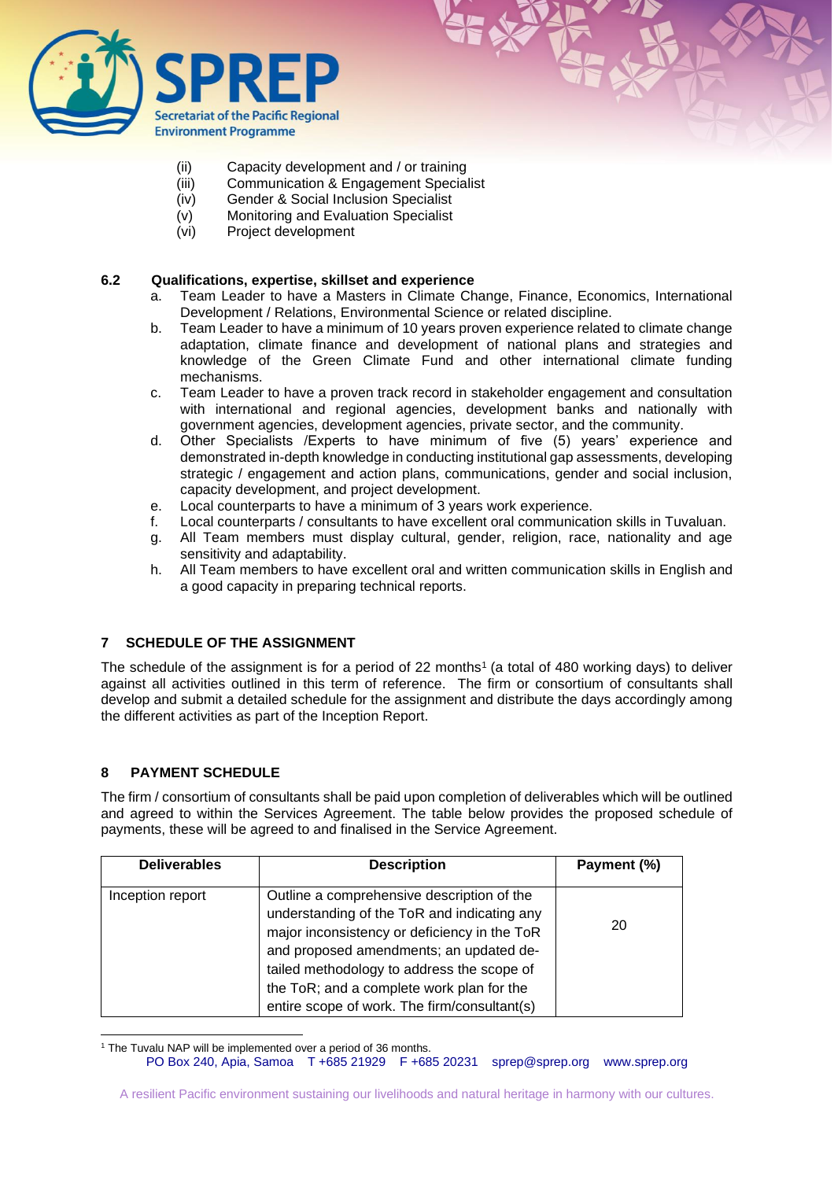(ii) Capacity development and / or training
(iii) Communication & Engagement Specialist
(iv) Gender & Social Inclusion Specialist
(v) Monitoring and Evaluation Specialist
(vi) Project development

### 6.2 Qualifications, expertise, skillset and experience

a. Team Leader to have a Masters in Climate Change, Finance, Economics, International Development / Relations, Environmental Science or related discipline.
b. Team Leader to have a minimum of 10 years proven experience related to climate change adaptation, climate finance and development of national plans and strategies and knowledge of the Green Climate Fund and other international climate funding mechanisms.
c. Team Leader to have a proven track record in stakeholder engagement and consultation with international and regional agencies, development banks and nationally with government agencies, development agencies, private sector, and the community.
d. Other Specialists /Experts to have minimum of five (5) years' experience and demonstrated in-depth knowledge in conducting institutional gap assessments, developing strategic / engagement and action plans, communications, gender and social inclusion, capacity development, and project development.
e. Local counterparts to have a minimum of 3 years work experience.
f. Local counterparts / consultants to have excellent oral communication skills in Tuvaluan.
g. All Team members must display cultural, gender, religion, race, nationality and age sensitivity and adaptability.
h. All Team members to have excellent oral and written communication skills in English and a good capacity in preparing technical reports.

## 7 SCHEDULE OF THE ASSIGNMENT

The schedule of the assignment is for a period of 22 months[1] (a total of 480 working days) to deliver against all activities outlined in this term of reference. The firm or consortium of consultants shall develop and submit a detailed schedule for the assignment and distribute the days accordingly among the different activities as part of the Inception Report.

## 8 PAYMENT SCHEDULE

The firm / consortium of consultants shall be paid upon completion of deliverables which will be outlined and agreed to within the Services Agreement. The table below provides the proposed schedule of payments, these will be agreed to and finalised in the Service Agreement.

| Deliverables | Description | Payment (%) |
|---|---|---|
| Inception report | Outline a comprehensive description of the understanding of the ToR and indicating any major inconsistency or deficiency in the ToR and proposed amendments; an updated detailed methodology to address the scope of the ToR; and a complete work plan for the entire scope of work. The firm/consultant(s) | 20 |

[1] The Tuvalu NAP will be implemented over a period of 36 months.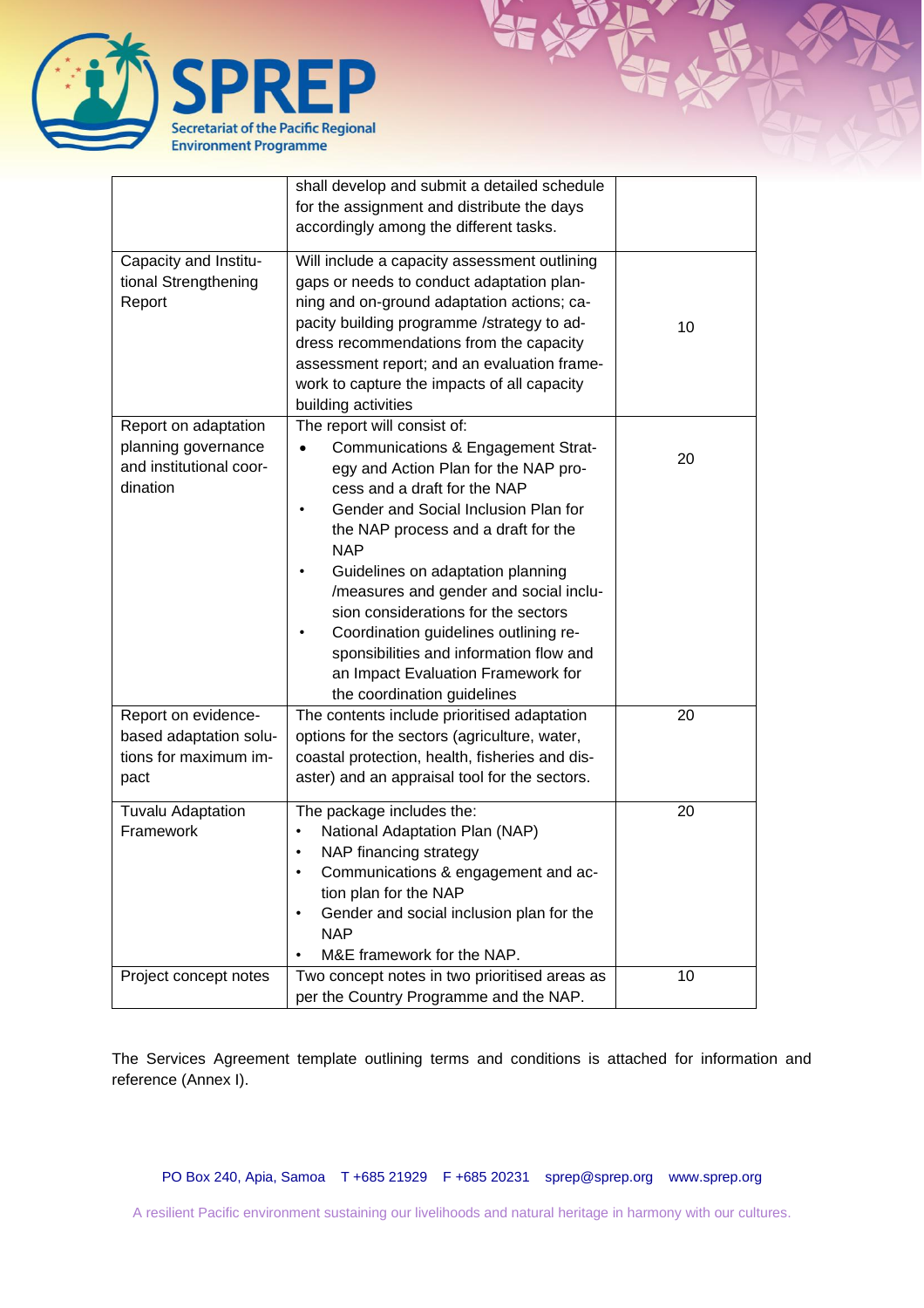| | | |
|---|---|---|
| | shall develop and submit a detailed schedule for the assignment and distribute the days accordingly among the different tasks. | |
| Capacity and Institutional Strengthening Report | Will include a capacity assessment outlining gaps or needs to conduct adaptation planning and on-ground adaptation actions; capacity building programme /strategy to address recommendations from the capacity assessment report; and an evaluation framework to capture the impacts of all capacity building activities | 10 |
| Report on adaptation planning governance and institutional coordination | The report will consist of:<br>• Communications & Engagement Strategy and Action Plan for the NAP process and a draft for the NAP<br>• Gender and Social Inclusion Plan for the NAP process and a draft for the NAP<br>• Guidelines on adaptation planning /measures and gender and social inclusion considerations for the sectors<br>• Coordination guidelines outlining responsibilities and information flow and an Impact Evaluation Framework for the coordination guidelines | 20 |
| Report on evidence-based adaptation solutions for maximum impact | The contents include prioritised adaptation options for the sectors (agriculture, water, coastal protection, health, fisheries and disaster) and an appraisal tool for the sectors. | 20 |
| Tuvalu Adaptation Framework | The package includes the:<br>• National Adaptation Plan (NAP)<br>• NAP financing strategy<br>• Communications & engagement and action plan for the NAP<br>• Gender and social inclusion plan for the NAP<br>• M&E framework for the NAP. | 20 |
| Project concept notes | Two concept notes in two prioritised areas as per the Country Programme and the NAP. | 10 |

The Services Agreement template outlining terms and conditions is attached for information and reference (Annex I).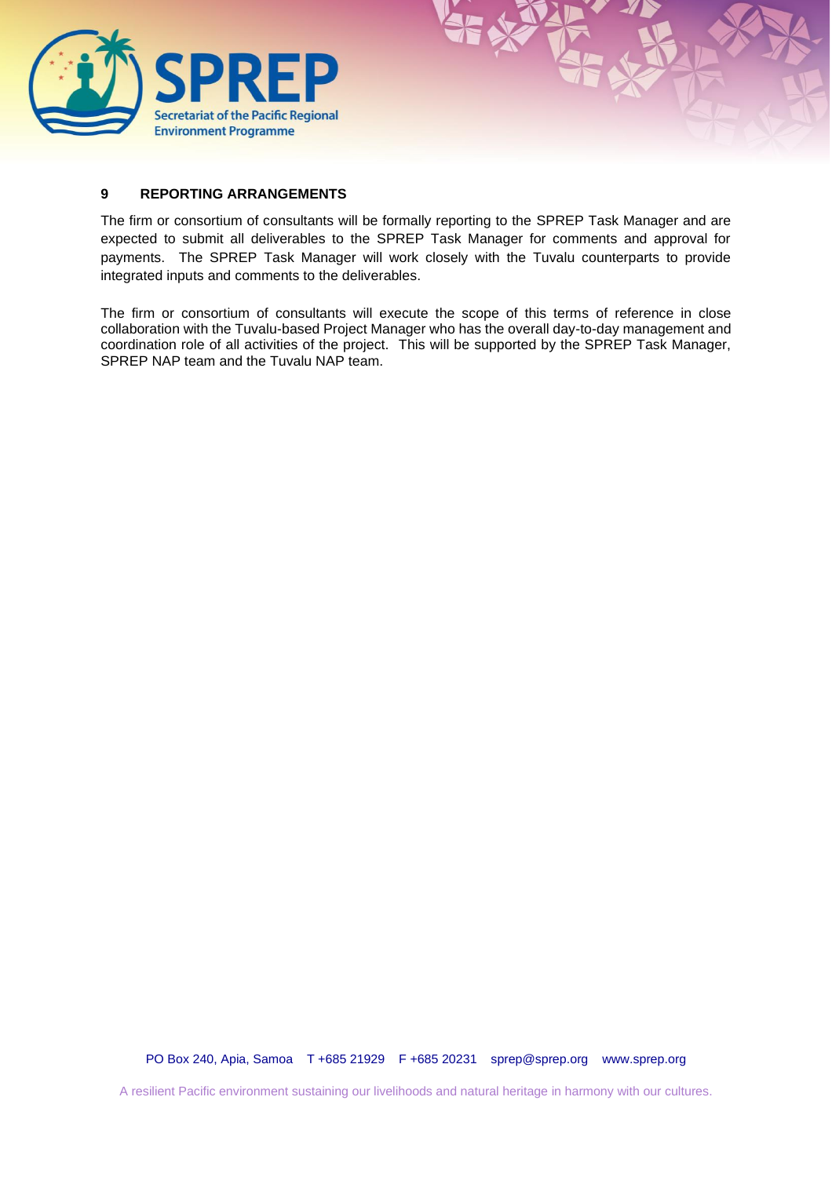## 9 REPORTING ARRANGEMENTS

The firm or consortium of consultants will be formally reporting to the SPREP Task Manager and are expected to submit all deliverables to the SPREP Task Manager for comments and approval for payments. The SPREP Task Manager will work closely with the Tuvalu counterparts to provide integrated inputs and comments to the deliverables.

The firm or consortium of consultants will execute the scope of this terms of reference in close collaboration with the Tuvalu-based Project Manager who has the overall day-to-day management and coordination role of all activities of the project. This will be supported by the SPREP Task Manager, SPREP NAP team and the Tuvalu NAP team.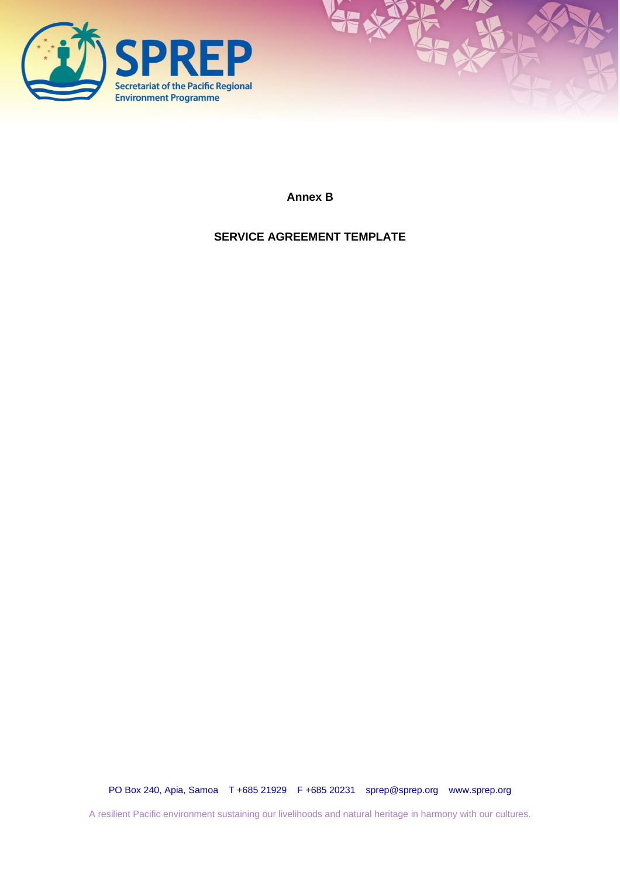**Annex B**

**SERVICE AGREEMENT TEMPLATE**